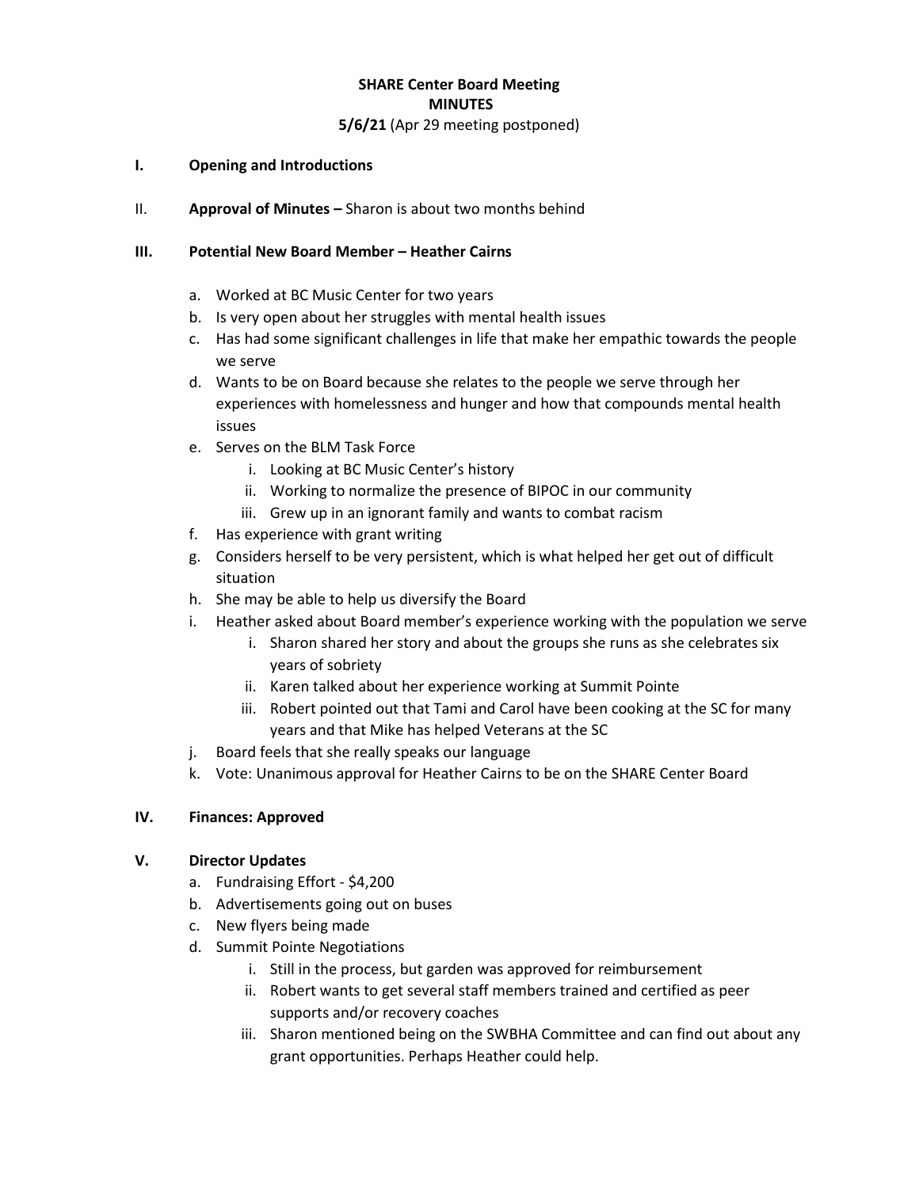**SHARE Center Board Meeting**
**MINUTES**
**5/6/21** (Apr 29 meeting postponed)

## I. Opening and Introductions

II. **Approval of Minutes –** Sharon is about two months behind

## III. Potential New Board Member – Heather Cairns

a. Worked at BC Music Center for two years
b. Is very open about her struggles with mental health issues
c. Has had some significant challenges in life that make her empathic towards the people we serve
d. Wants to be on Board because she relates to the people we serve through her experiences with homelessness and hunger and how that compounds mental health issues
e. Serves on the BLM Task Force
    i. Looking at BC Music Center's history
    ii. Working to normalize the presence of BIPOC in our community
    iii. Grew up in an ignorant family and wants to combat racism
f. Has experience with grant writing
g. Considers herself to be very persistent, which is what helped her get out of difficult situation
h. She may be able to help us diversify the Board
i. Heather asked about Board member's experience working with the population we serve
    i. Sharon shared her story and about the groups she runs as she celebrates six years of sobriety
    ii. Karen talked about her experience working at Summit Pointe
    iii. Robert pointed out that Tami and Carol have been cooking at the SC for many years and that Mike has helped Veterans at the SC
j. Board feels that she really speaks our language
k. Vote: Unanimous approval for Heather Cairns to be on the SHARE Center Board

## IV. Finances: Approved

## V. Director Updates

a. Fundraising Effort - $4,200
b. Advertisements going out on buses
c. New flyers being made
d. Summit Pointe Negotiations
    i. Still in the process, but garden was approved for reimbursement
    ii. Robert wants to get several staff members trained and certified as peer supports and/or recovery coaches
    iii. Sharon mentioned being on the SWBHA Committee and can find out about any grant opportunities. Perhaps Heather could help.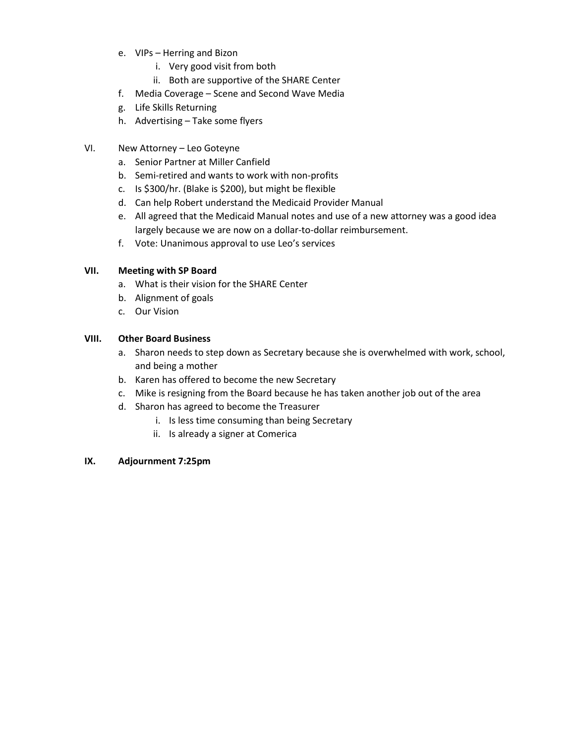e. VIPs – Herring and Bizon
      i. Very good visit from both
      ii. Both are supportive of the SHARE Center
   f. Media Coverage – Scene and Second Wave Media
   g. Life Skills Returning
   h. Advertising – Take some flyers

VI. New Attorney – Leo Goteyne
   a. Senior Partner at Miller Canfield
   b. Semi-retired and wants to work with non-profits
   c. Is $300/hr. (Blake is $200), but might be flexible
   d. Can help Robert understand the Medicaid Provider Manual
   e. All agreed that the Medicaid Manual notes and use of a new attorney was a good idea largely because we are now on a dollar-to-dollar reimbursement.
   f. Vote: Unanimous approval to use Leo's services

**VII. Meeting with SP Board**
   a. What is their vision for the SHARE Center
   b. Alignment of goals
   c. Our Vision

**VIII. Other Board Business**
   a. Sharon needs to step down as Secretary because she is overwhelmed with work, school, and being a mother
   b. Karen has offered to become the new Secretary
   c. Mike is resigning from the Board because he has taken another job out of the area
   d. Sharon has agreed to become the Treasurer
      i. Is less time consuming than being Secretary
      ii. Is already a signer at Comerica

**IX. Adjournment 7:25pm**